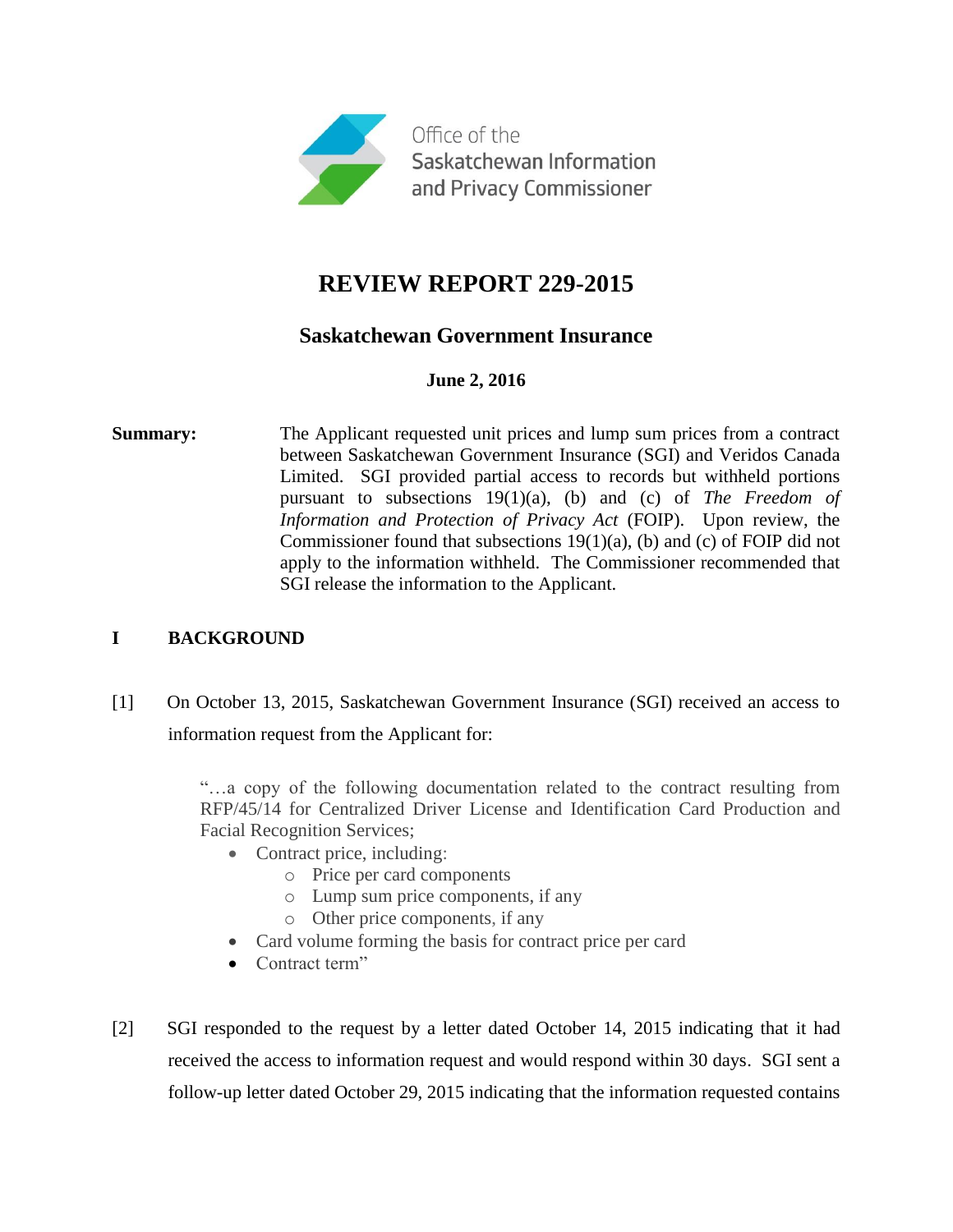Office of the Saskatchewan Information and Privacy Commissioner

# REVIEW REPORT 229-2015

## Saskatchewan Government Insurance

**June 2, 2016**

**Summary:** The Applicant requested unit prices and lump sum prices from a contract between Saskatchewan Government Insurance (SGI) and Veridos Canada Limited. SGI provided partial access to records but withheld portions pursuant to subsections 19(1)(a), (b) and (c) of *The Freedom of Information and Protection of Privacy Act* (FOIP). Upon review, the Commissioner found that subsections 19(1)(a), (b) and (c) of FOIP did not apply to the information withheld. The Commissioner recommended that SGI release the information to the Applicant.

## I BACKGROUND

[1] On October 13, 2015, Saskatchewan Government Insurance (SGI) received an access to information request from the Applicant for:

> "…a copy of the following documentation related to the contract resulting from RFP/45/14 for Centralized Driver License and Identification Card Production and Facial Recognition Services;
>
> - Contract price, including:
>   - Price per card components
>   - Lump sum price components, if any
>   - Other price components, if any
> - Card volume forming the basis for contract price per card
> - Contract term"

[2] SGI responded to the request by a letter dated October 14, 2015 indicating that it had received the access to information request and would respond within 30 days. SGI sent a follow-up letter dated October 29, 2015 indicating that the information requested contains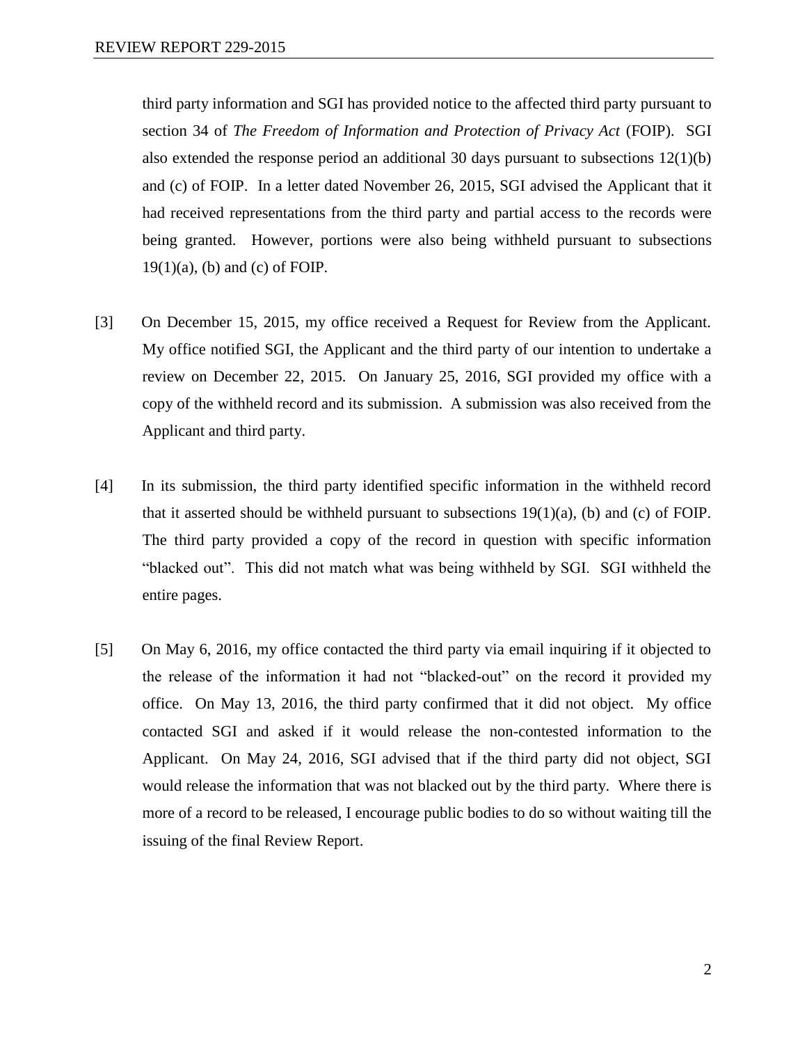third party information and SGI has provided notice to the affected third party pursuant to section 34 of *The Freedom of Information and Protection of Privacy Act* (FOIP). SGI also extended the response period an additional 30 days pursuant to subsections 12(1)(b) and (c) of FOIP. In a letter dated November 26, 2015, SGI advised the Applicant that it had received representations from the third party and partial access to the records were being granted. However, portions were also being withheld pursuant to subsections 19(1)(a), (b) and (c) of FOIP.

[3] On December 15, 2015, my office received a Request for Review from the Applicant. My office notified SGI, the Applicant and the third party of our intention to undertake a review on December 22, 2015. On January 25, 2016, SGI provided my office with a copy of the withheld record and its submission. A submission was also received from the Applicant and third party.

[4] In its submission, the third party identified specific information in the withheld record that it asserted should be withheld pursuant to subsections 19(1)(a), (b) and (c) of FOIP. The third party provided a copy of the record in question with specific information "blacked out". This did not match what was being withheld by SGI. SGI withheld the entire pages.

[5] On May 6, 2016, my office contacted the third party via email inquiring if it objected to the release of the information it had not "blacked-out" on the record it provided my office. On May 13, 2016, the third party confirmed that it did not object. My office contacted SGI and asked if it would release the non-contested information to the Applicant. On May 24, 2016, SGI advised that if the third party did not object, SGI would release the information that was not blacked out by the third party. Where there is more of a record to be released, I encourage public bodies to do so without waiting till the issuing of the final Review Report.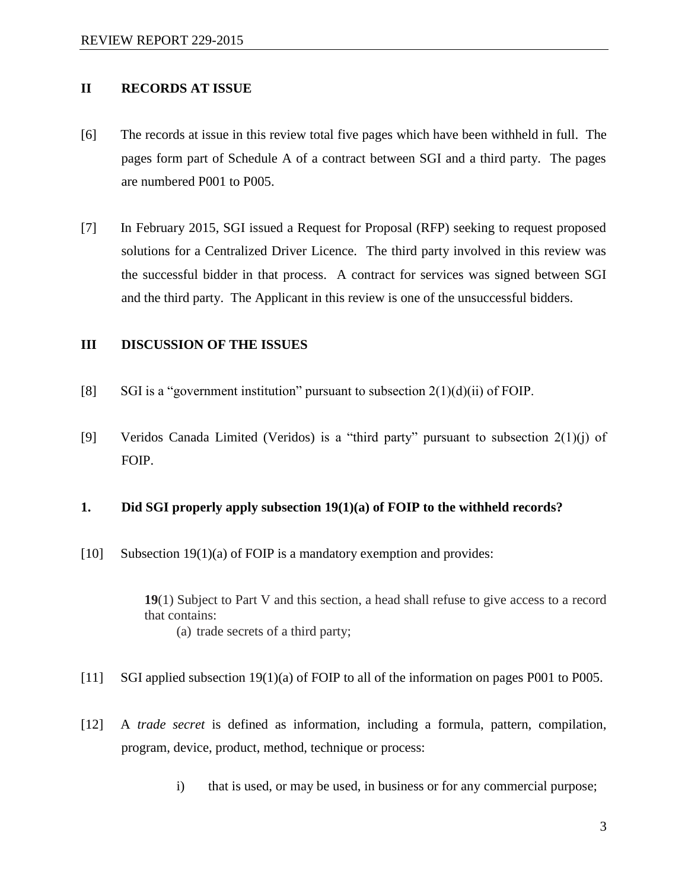## II RECORDS AT ISSUE

[6] The records at issue in this review total five pages which have been withheld in full. The pages form part of Schedule A of a contract between SGI and a third party. The pages are numbered P001 to P005.

[7] In February 2015, SGI issued a Request for Proposal (RFP) seeking to request proposed solutions for a Centralized Driver Licence. The third party involved in this review was the successful bidder in that process. A contract for services was signed between SGI and the third party. The Applicant in this review is one of the unsuccessful bidders.

## III DISCUSSION OF THE ISSUES

[8] SGI is a "government institution" pursuant to subsection 2(1)(d)(ii) of FOIP.

[9] Veridos Canada Limited (Veridos) is a "third party" pursuant to subsection 2(1)(j) of FOIP.

### 1. Did SGI properly apply subsection 19(1)(a) of FOIP to the withheld records?

[10] Subsection 19(1)(a) of FOIP is a mandatory exemption and provides:

> **19**(1) Subject to Part V and this section, a head shall refuse to give access to a record that contains:
>
> (a) trade secrets of a third party;

[11] SGI applied subsection 19(1)(a) of FOIP to all of the information on pages P001 to P005.

[12] A *trade secret* is defined as information, including a formula, pattern, compilation, program, device, product, method, technique or process:

i) that is used, or may be used, in business or for any commercial purpose;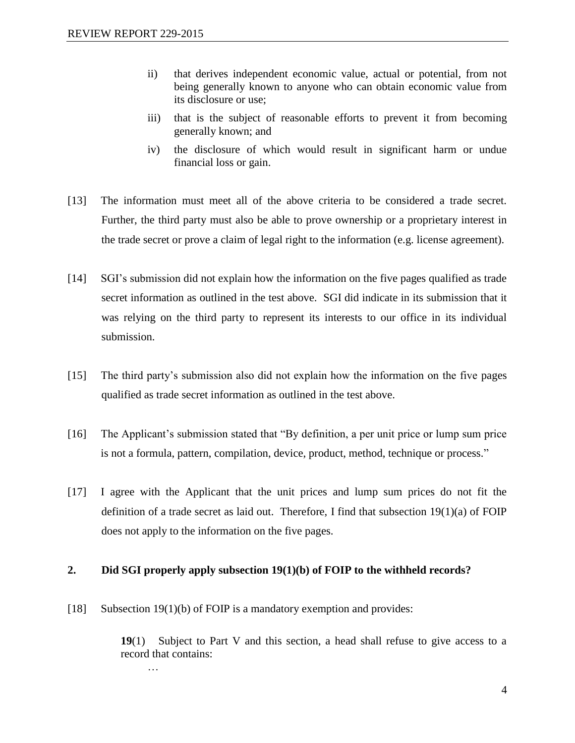ii) that derives independent economic value, actual or potential, from not being generally known to anyone who can obtain economic value from its disclosure or use;

iii) that is the subject of reasonable efforts to prevent it from becoming generally known; and

iv) the disclosure of which would result in significant harm or undue financial loss or gain.

[13] The information must meet all of the above criteria to be considered a trade secret. Further, the third party must also be able to prove ownership or a proprietary interest in the trade secret or prove a claim of legal right to the information (e.g. license agreement).

[14] SGI's submission did not explain how the information on the five pages qualified as trade secret information as outlined in the test above. SGI did indicate in its submission that it was relying on the third party to represent its interests to our office in its individual submission.

[15] The third party's submission also did not explain how the information on the five pages qualified as trade secret information as outlined in the test above.

[16] The Applicant's submission stated that "By definition, a per unit price or lump sum price is not a formula, pattern, compilation, device, product, method, technique or process."

[17] I agree with the Applicant that the unit prices and lump sum prices do not fit the definition of a trade secret as laid out. Therefore, I find that subsection 19(1)(a) of FOIP does not apply to the information on the five pages.

## 2. Did SGI properly apply subsection 19(1)(b) of FOIP to the withheld records?

[18] Subsection 19(1)(b) of FOIP is a mandatory exemption and provides:

> **19**(1) Subject to Part V and this section, a head shall refuse to give access to a record that contains:
>
> …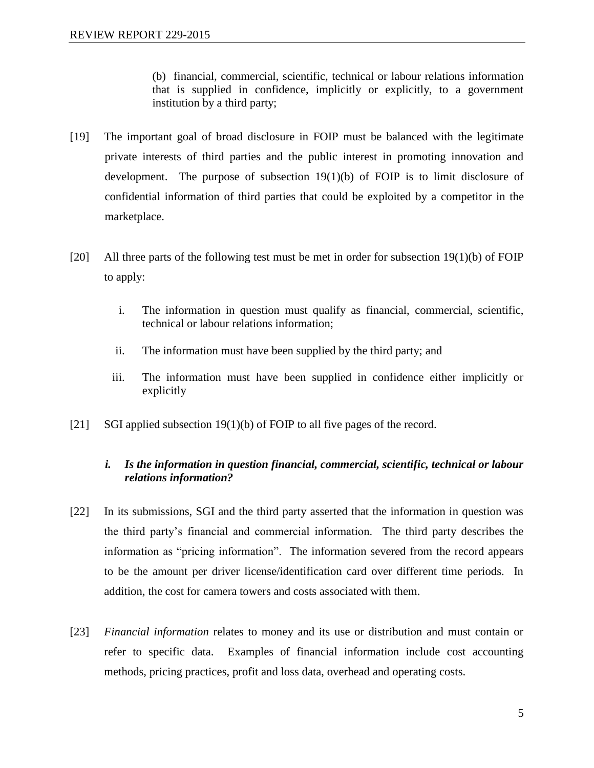> (b) financial, commercial, scientific, technical or labour relations information that is supplied in confidence, implicitly or explicitly, to a government institution by a third party;

[19] The important goal of broad disclosure in FOIP must be balanced with the legitimate private interests of third parties and the public interest in promoting innovation and development. The purpose of subsection 19(1)(b) of FOIP is to limit disclosure of confidential information of third parties that could be exploited by a competitor in the marketplace.

[20] All three parts of the following test must be met in order for subsection 19(1)(b) of FOIP to apply:

> i. The information in question must qualify as financial, commercial, scientific, technical or labour relations information;
>
> ii. The information must have been supplied by the third party; and
>
> iii. The information must have been supplied in confidence either implicitly or explicitly

[21] SGI applied subsection 19(1)(b) of FOIP to all five pages of the record.

***i. Is the information in question financial, commercial, scientific, technical or labour relations information?***

[22] In its submissions, SGI and the third party asserted that the information in question was the third party's financial and commercial information. The third party describes the information as "pricing information". The information severed from the record appears to be the amount per driver license/identification card over different time periods. In addition, the cost for camera towers and costs associated with them.

[23] *Financial information* relates to money and its use or distribution and must contain or refer to specific data. Examples of financial information include cost accounting methods, pricing practices, profit and loss data, overhead and operating costs.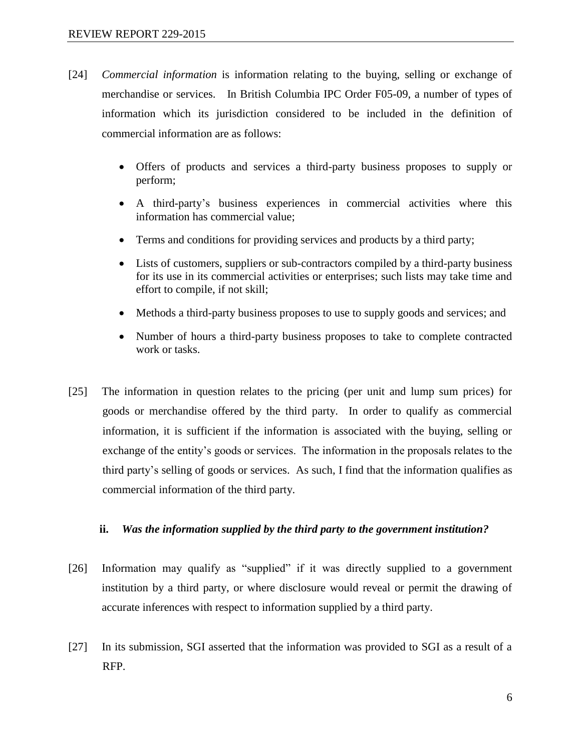[24] *Commercial information* is information relating to the buying, selling or exchange of merchandise or services. In British Columbia IPC Order F05-09, a number of types of information which its jurisdiction considered to be included in the definition of commercial information are as follows:

- Offers of products and services a third-party business proposes to supply or perform;
- A third-party's business experiences in commercial activities where this information has commercial value;
- Terms and conditions for providing services and products by a third party;
- Lists of customers, suppliers or sub-contractors compiled by a third-party business for its use in its commercial activities or enterprises; such lists may take time and effort to compile, if not skill;
- Methods a third-party business proposes to use to supply goods and services; and
- Number of hours a third-party business proposes to take to complete contracted work or tasks.

[25] The information in question relates to the pricing (per unit and lump sum prices) for goods or merchandise offered by the third party. In order to qualify as commercial information, it is sufficient if the information is associated with the buying, selling or exchange of the entity's goods or services. The information in the proposals relates to the third party's selling of goods or services. As such, I find that the information qualifies as commercial information of the third party.

### ii. *Was the information supplied by the third party to the government institution?*

[26] Information may qualify as "supplied" if it was directly supplied to a government institution by a third party, or where disclosure would reveal or permit the drawing of accurate inferences with respect to information supplied by a third party.

[27] In its submission, SGI asserted that the information was provided to SGI as a result of a RFP.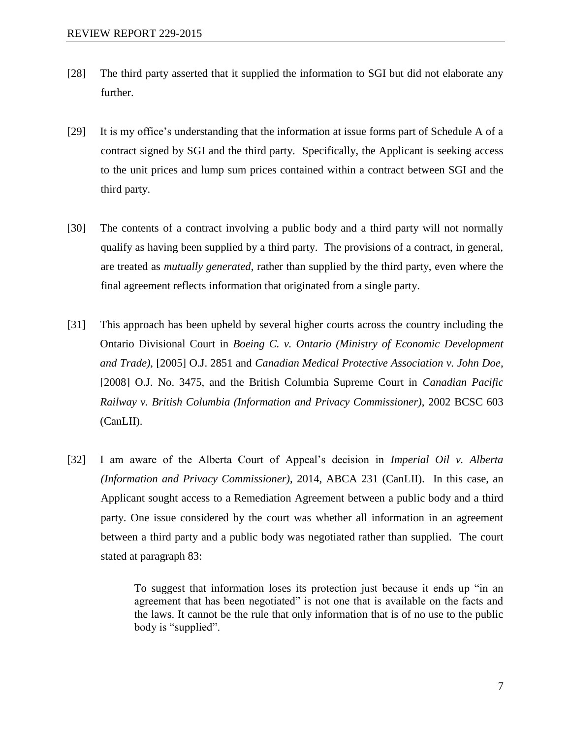[28] The third party asserted that it supplied the information to SGI but did not elaborate any further.

[29] It is my office's understanding that the information at issue forms part of Schedule A of a contract signed by SGI and the third party. Specifically, the Applicant is seeking access to the unit prices and lump sum prices contained within a contract between SGI and the third party.

[30] The contents of a contract involving a public body and a third party will not normally qualify as having been supplied by a third party. The provisions of a contract, in general, are treated as *mutually generated*, rather than supplied by the third party, even where the final agreement reflects information that originated from a single party.

[31] This approach has been upheld by several higher courts across the country including the Ontario Divisional Court in *Boeing C. v. Ontario (Ministry of Economic Development and Trade)*, [2005] O.J. 2851 and *Canadian Medical Protective Association v. John Doe*, [2008] O.J. No. 3475, and the British Columbia Supreme Court in *Canadian Pacific Railway v. British Columbia (Information and Privacy Commissioner)*, 2002 BCSC 603 (CanLII).

[32] I am aware of the Alberta Court of Appeal's decision in *Imperial Oil v. Alberta (Information and Privacy Commissioner)*, 2014, ABCA 231 (CanLII). In this case, an Applicant sought access to a Remediation Agreement between a public body and a third party. One issue considered by the court was whether all information in an agreement between a third party and a public body was negotiated rather than supplied. The court stated at paragraph 83:

> To suggest that information loses its protection just because it ends up "in an agreement that has been negotiated" is not one that is available on the facts and the laws. It cannot be the rule that only information that is of no use to the public body is "supplied".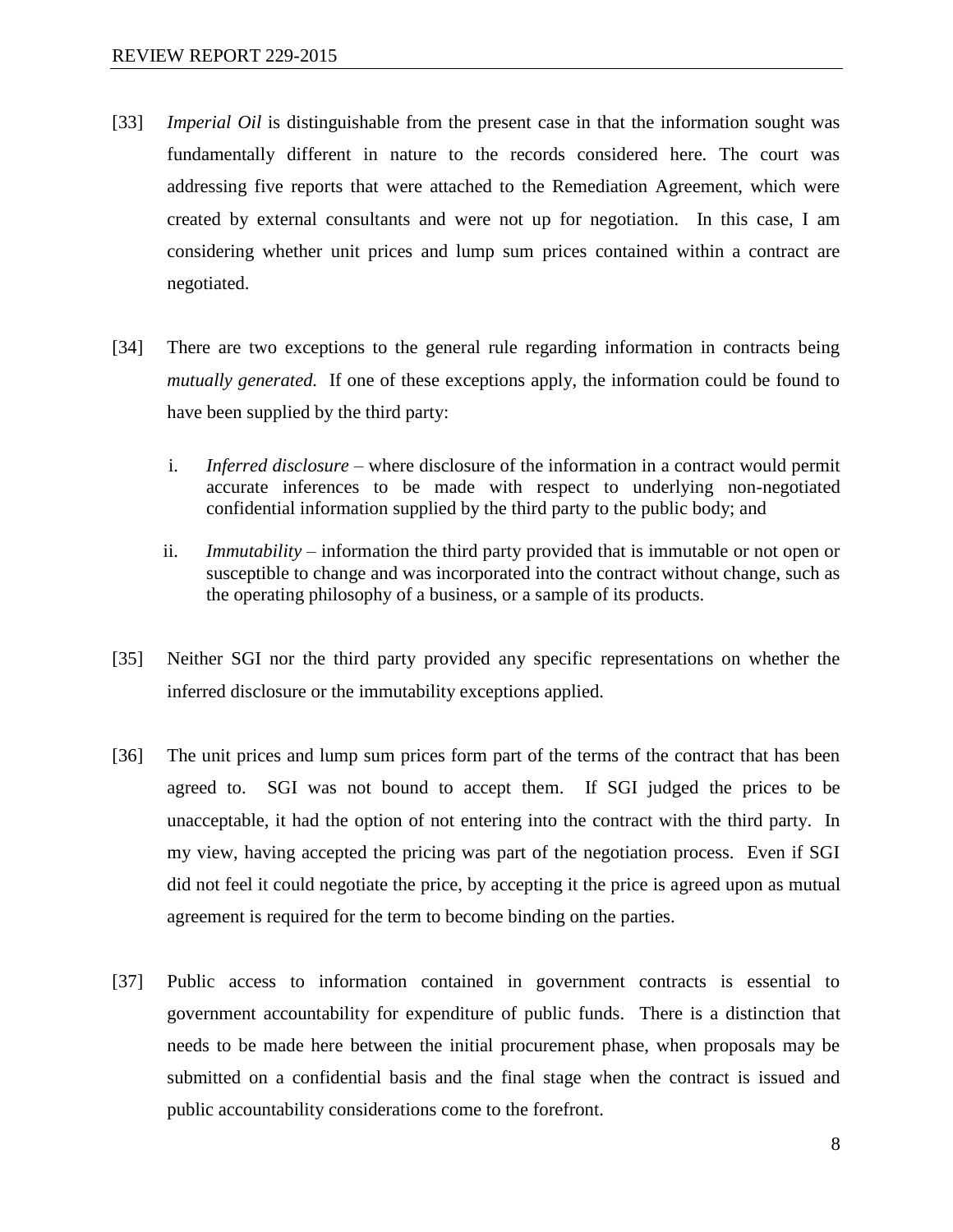[33] *Imperial Oil* is distinguishable from the present case in that the information sought was fundamentally different in nature to the records considered here. The court was addressing five reports that were attached to the Remediation Agreement, which were created by external consultants and were not up for negotiation. In this case, I am considering whether unit prices and lump sum prices contained within a contract are negotiated.

[34] There are two exceptions to the general rule regarding information in contracts being *mutually generated.* If one of these exceptions apply, the information could be found to have been supplied by the third party:

i. *Inferred disclosure* – where disclosure of the information in a contract would permit accurate inferences to be made with respect to underlying non-negotiated confidential information supplied by the third party to the public body; and

ii. *Immutability* – information the third party provided that is immutable or not open or susceptible to change and was incorporated into the contract without change, such as the operating philosophy of a business, or a sample of its products.

[35] Neither SGI nor the third party provided any specific representations on whether the inferred disclosure or the immutability exceptions applied.

[36] The unit prices and lump sum prices form part of the terms of the contract that has been agreed to. SGI was not bound to accept them. If SGI judged the prices to be unacceptable, it had the option of not entering into the contract with the third party. In my view, having accepted the pricing was part of the negotiation process. Even if SGI did not feel it could negotiate the price, by accepting it the price is agreed upon as mutual agreement is required for the term to become binding on the parties.

[37] Public access to information contained in government contracts is essential to government accountability for expenditure of public funds. There is a distinction that needs to be made here between the initial procurement phase, when proposals may be submitted on a confidential basis and the final stage when the contract is issued and public accountability considerations come to the forefront.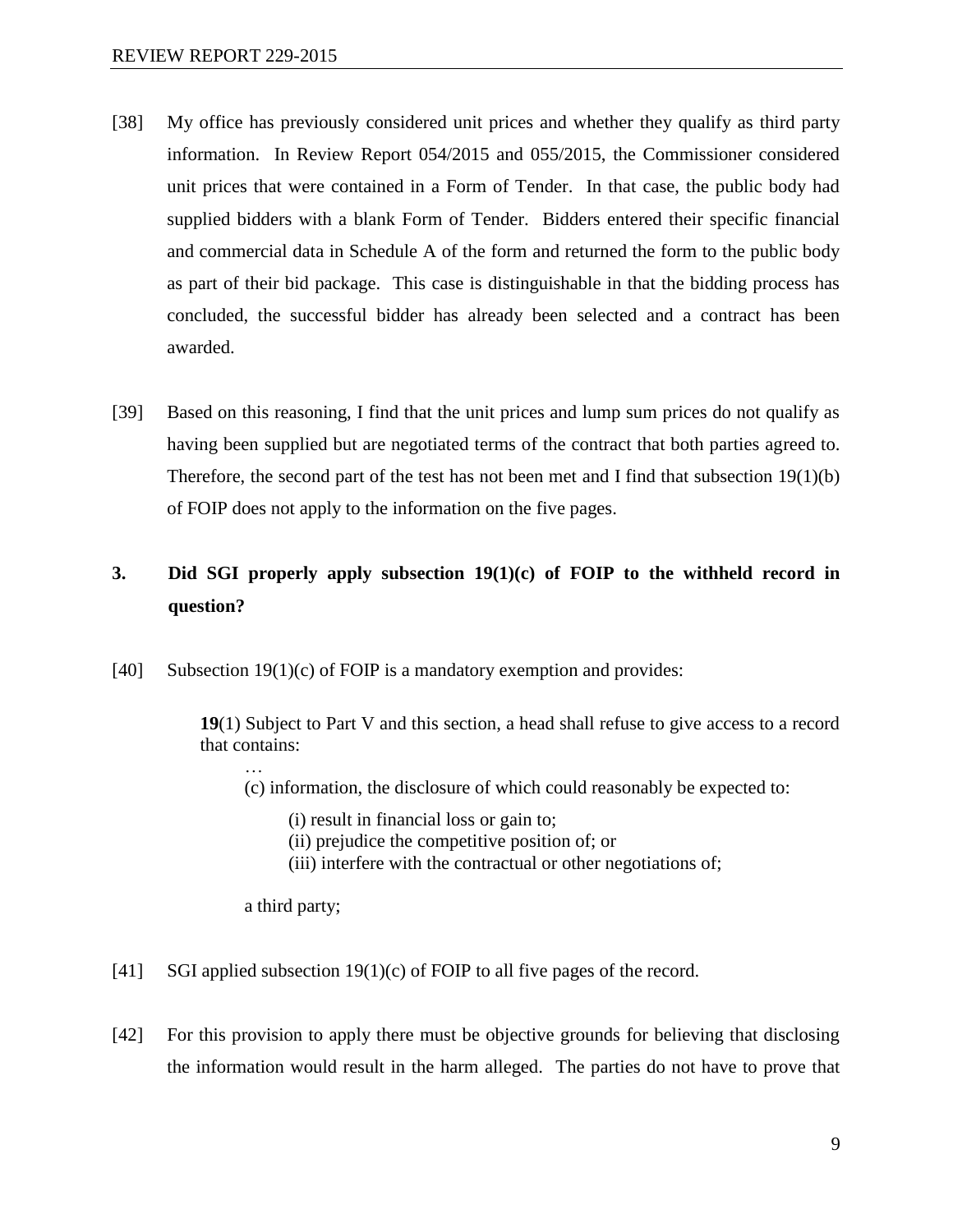[38] My office has previously considered unit prices and whether they qualify as third party information. In Review Report 054/2015 and 055/2015, the Commissioner considered unit prices that were contained in a Form of Tender. In that case, the public body had supplied bidders with a blank Form of Tender. Bidders entered their specific financial and commercial data in Schedule A of the form and returned the form to the public body as part of their bid package. This case is distinguishable in that the bidding process has concluded, the successful bidder has already been selected and a contract has been awarded.

[39] Based on this reasoning, I find that the unit prices and lump sum prices do not qualify as having been supplied but are negotiated terms of the contract that both parties agreed to. Therefore, the second part of the test has not been met and I find that subsection 19(1)(b) of FOIP does not apply to the information on the five pages.

### 3. Did SGI properly apply subsection 19(1)(c) of FOIP to the withheld record in question?

[40] Subsection 19(1)(c) of FOIP is a mandatory exemption and provides:

> **19**(1) Subject to Part V and this section, a head shall refuse to give access to a record that contains:
>
> …
>
> (c) information, the disclosure of which could reasonably be expected to:
>
> (i) result in financial loss or gain to;
> (ii) prejudice the competitive position of; or
> (iii) interfere with the contractual or other negotiations of;
>
> a third party;

[41] SGI applied subsection 19(1)(c) of FOIP to all five pages of the record.

[42] For this provision to apply there must be objective grounds for believing that disclosing the information would result in the harm alleged. The parties do not have to prove that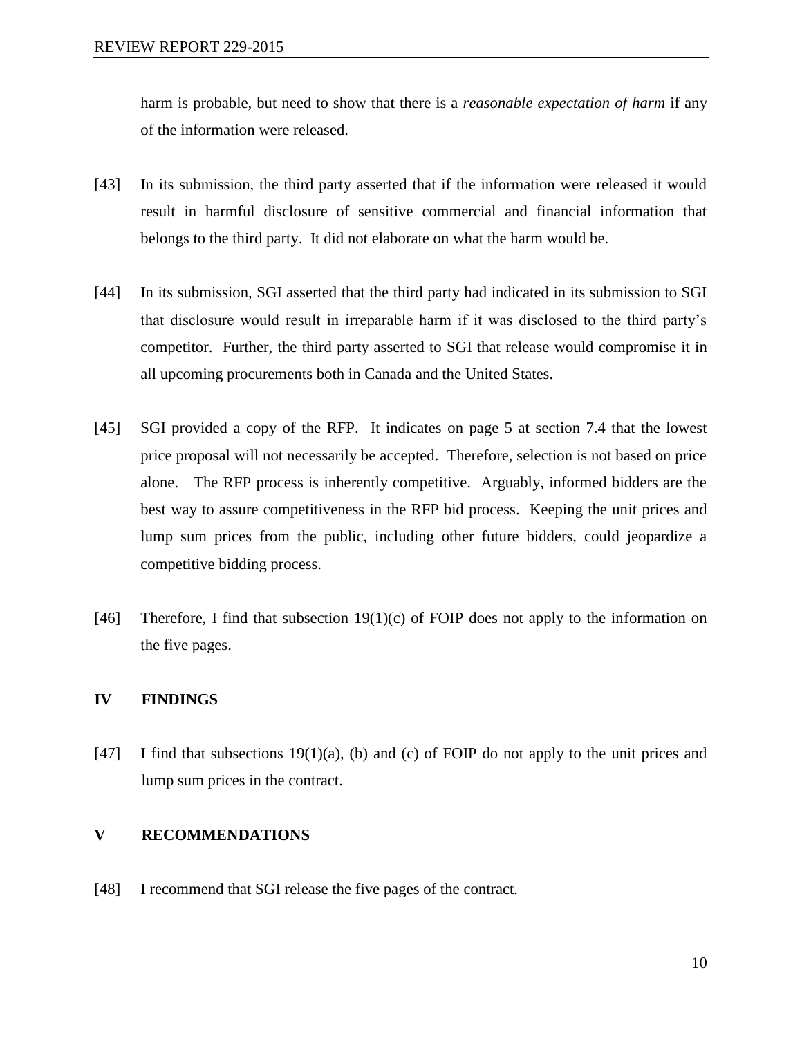harm is probable, but need to show that there is a *reasonable expectation of harm* if any of the information were released.

[43] In its submission, the third party asserted that if the information were released it would result in harmful disclosure of sensitive commercial and financial information that belongs to the third party. It did not elaborate on what the harm would be.

[44] In its submission, SGI asserted that the third party had indicated in its submission to SGI that disclosure would result in irreparable harm if it was disclosed to the third party's competitor. Further, the third party asserted to SGI that release would compromise it in all upcoming procurements both in Canada and the United States.

[45] SGI provided a copy of the RFP. It indicates on page 5 at section 7.4 that the lowest price proposal will not necessarily be accepted. Therefore, selection is not based on price alone. The RFP process is inherently competitive. Arguably, informed bidders are the best way to assure competitiveness in the RFP bid process. Keeping the unit prices and lump sum prices from the public, including other future bidders, could jeopardize a competitive bidding process.

[46] Therefore, I find that subsection 19(1)(c) of FOIP does not apply to the information on the five pages.

## IV FINDINGS

[47] I find that subsections 19(1)(a), (b) and (c) of FOIP do not apply to the unit prices and lump sum prices in the contract.

## V RECOMMENDATIONS

[48] I recommend that SGI release the five pages of the contract.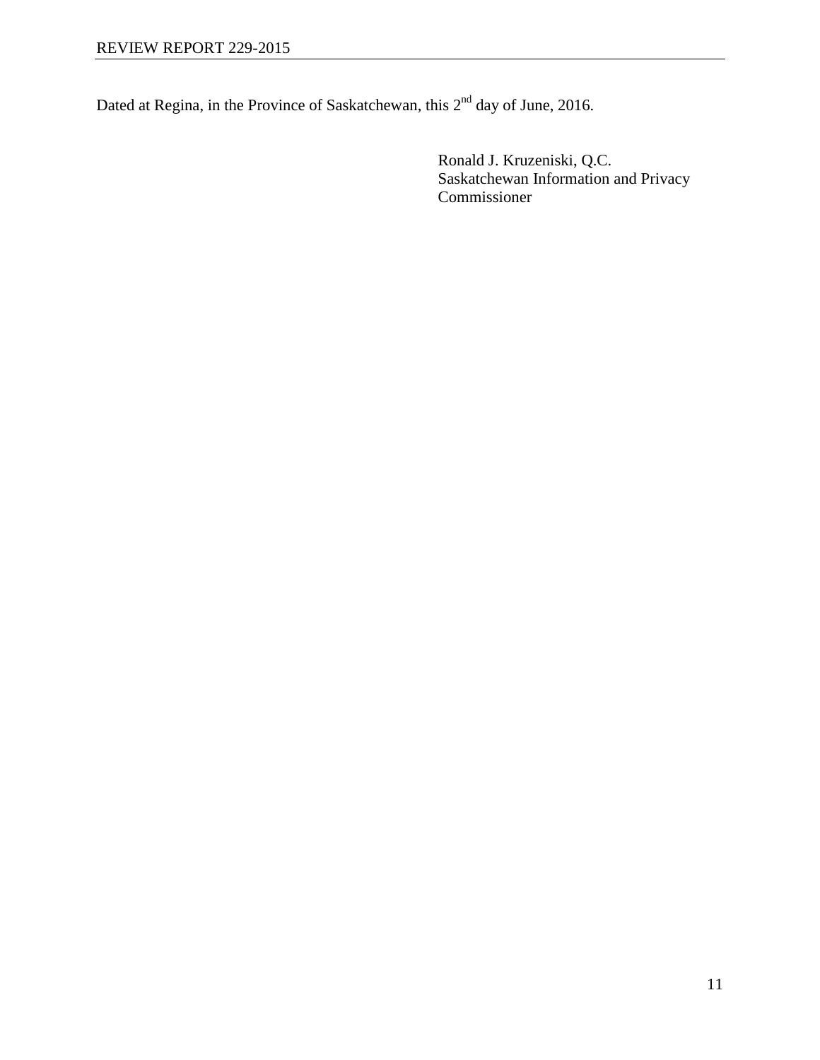Dated at Regina, in the Province of Saskatchewan, this 2nd day of June, 2016.

Ronald J. Kruzeniski, Q.C.
Saskatchewan Information and Privacy
Commissioner